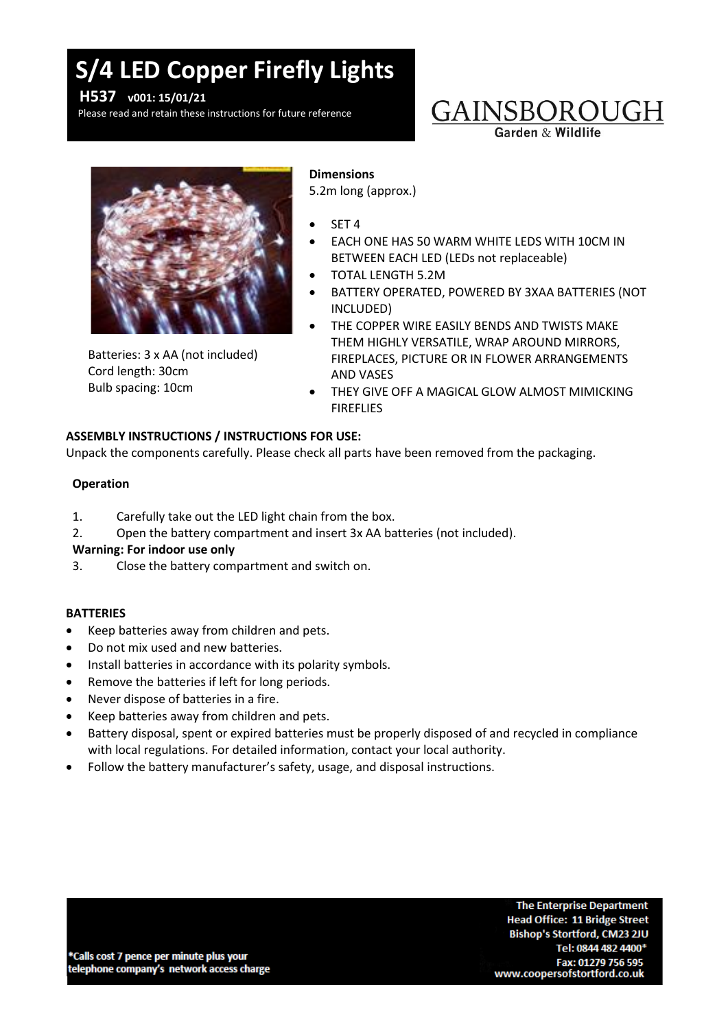# S/4 LED Copper Firefly Lights

**H537 v001: 15/01/21**

Please read and retain these instructions for future reference

GAINSBOROUGH
Garden & Wildlife

Batteries: 3 x AA (not included)
Cord length: 30cm
Bulb spacing: 10cm

**Dimensions**
5.2m long (approx.)

- SET 4
- EACH ONE HAS 50 WARM WHITE LEDS WITH 10CM IN BETWEEN EACH LED (LEDs not replaceable)
- TOTAL LENGTH 5.2M
- BATTERY OPERATED, POWERED BY 3XAA BATTERIES (NOT INCLUDED)
- THE COPPER WIRE EASILY BENDS AND TWISTS MAKE THEM HIGHLY VERSATILE, WRAP AROUND MIRRORS, FIREPLACES, PICTURE OR IN FLOWER ARRANGEMENTS AND VASES
- THEY GIVE OFF A MAGICAL GLOW ALMOST MIMICKING FIREFLIES

**ASSEMBLY INSTRUCTIONS / INSTRUCTIONS FOR USE:**

Unpack the components carefully. Please check all parts have been removed from the packaging.

**Operation**

1. Carefully take out the LED light chain from the box.
2. Open the battery compartment and insert 3x AA batteries (not included).

**Warning: For indoor use only**

3. Close the battery compartment and switch on.

**BATTERIES**

- Keep batteries away from children and pets.
- Do not mix used and new batteries.
- Install batteries in accordance with its polarity symbols.
- Remove the batteries if left for long periods.
- Never dispose of batteries in a fire.
- Keep batteries away from children and pets.
- Battery disposal, spent or expired batteries must be properly disposed of and recycled in compliance with local regulations. For detailed information, contact your local authority.
- Follow the battery manufacturer's safety, usage, and disposal instructions.

*Calls cost 7 pence per minute plus your telephone company's network access charge

**The Enterprise Department**
**Head Office: 11 Bridge Street**
**Bishop's Stortford, CM23 2JU**
**Tel: 0844 482 4400***
**Fax: 01279 756 595**
**www.coopersofstortford.co.uk**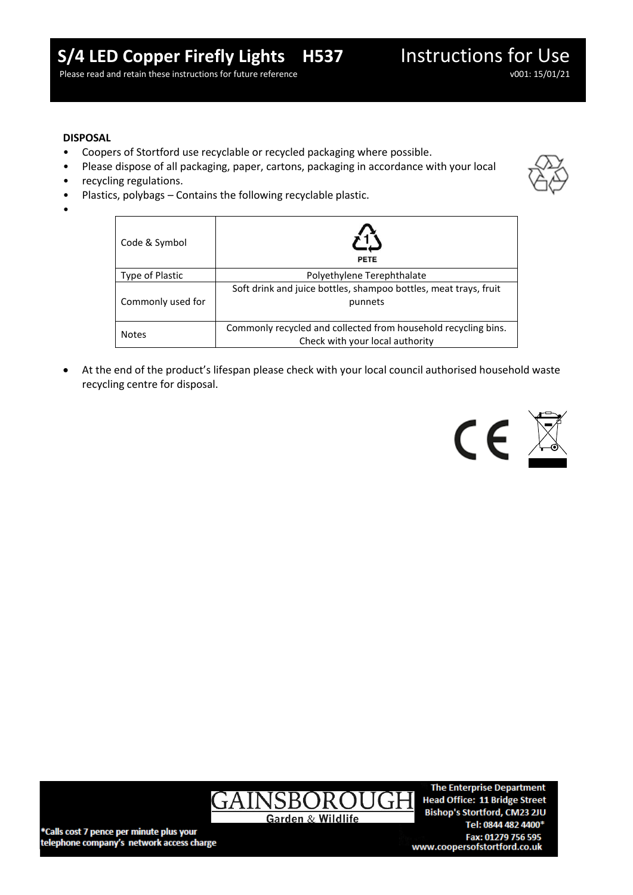**DISPOSAL**

- Coopers of Stortford use recyclable or recycled packaging where possible.
- Please dispose of all packaging, paper, cartons, packaging in accordance with your local
- recycling regulations.
- Plastics, polybags – Contains the following recyclable plastic.
-

| | |
|---|---|
| Code & Symbol | 1 PETE |
| Type of Plastic | Polyethylene Terephthalate |
| Commonly used for | Soft drink and juice bottles, shampoo bottles, meat trays, fruit punnets |
| Notes | Commonly recycled and collected from household recycling bins. Check with your local authority |

- At the end of the product's lifespan please check with your local council authorised household waste recycling centre for disposal.

CE

GAINSBOROUGH
Garden & Wildlife

The Enterprise Department
Head Office: 11 Bridge Street
Bishop's Stortford, CM23 2JU
Tel: 0844 482 4400*
Fax: 01279 756 595
www.coopersofstortford.co.uk

*Calls cost 7 pence per minute plus your telephone company's network access charge